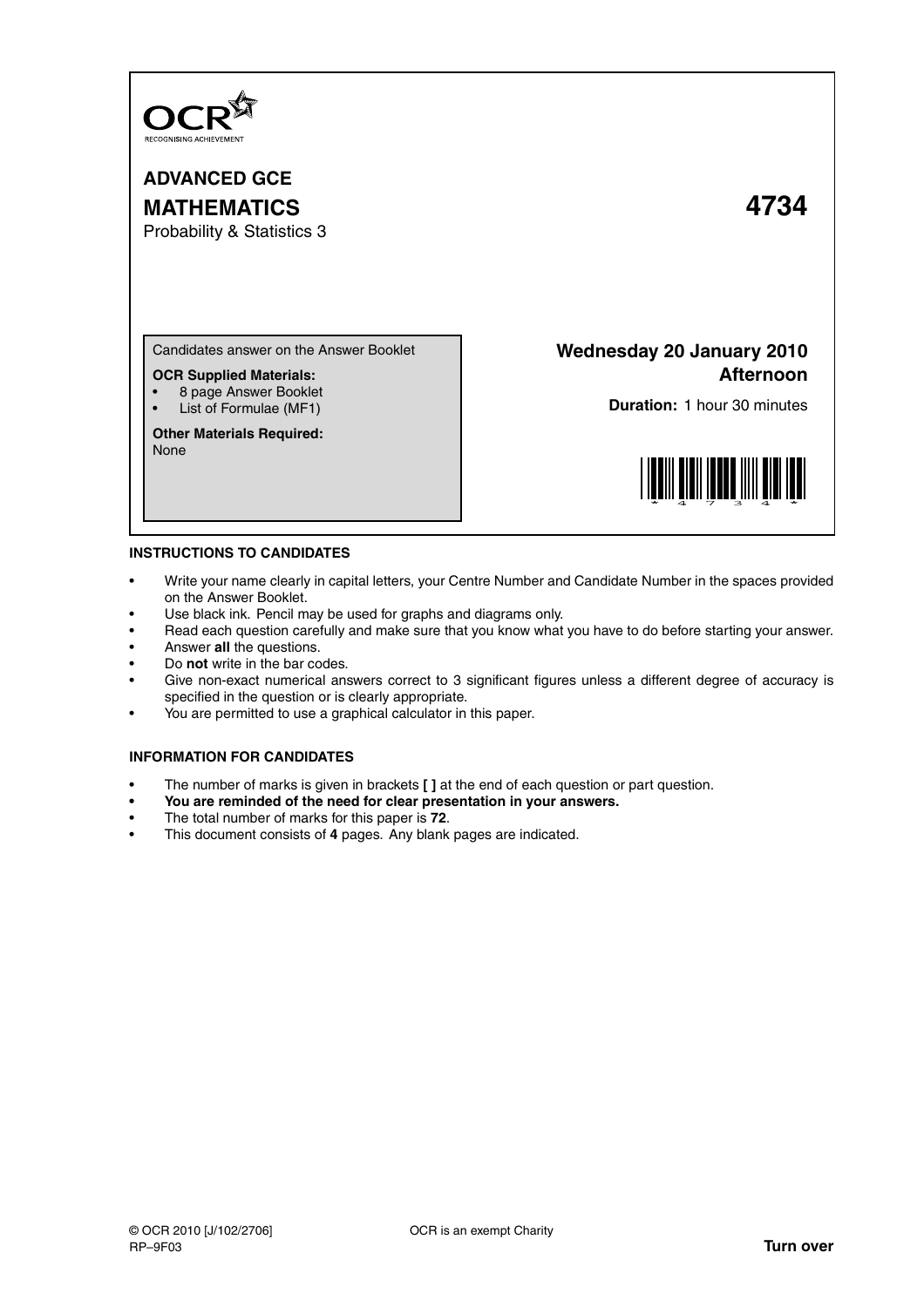OCR
RECOGNISING ACHIEVEMENT

**ADVANCED GCE**

**MATHEMATICS** **4734**

Probability & Statistics 3

Candidates answer on the Answer Booklet

**OCR Supplied Materials:**
- 8 page Answer Booklet
- List of Formulae (MF1)

**Other Materials Required:**
None

**Wednesday 20 January 2010**
**Afternoon**

**Duration:** 1 hour 30 minutes

**INSTRUCTIONS TO CANDIDATES**

- Write your name clearly in capital letters, your Centre Number and Candidate Number in the spaces provided on the Answer Booklet.
- Use black ink. Pencil may be used for graphs and diagrams only.
- Read each question carefully and make sure that you know what you have to do before starting your answer.
- Answer **all** the questions.
- Do **not** write in the bar codes.
- Give non-exact numerical answers correct to 3 significant figures unless a different degree of accuracy is specified in the question or is clearly appropriate.
- You are permitted to use a graphical calculator in this paper.

**INFORMATION FOR CANDIDATES**

- The number of marks is given in brackets **[ ]** at the end of each question or part question.
- **You are reminded of the need for clear presentation in your answers.**
- The total number of marks for this paper is **72**.
- This document consists of **4** pages. Any blank pages are indicated.

© OCR 2010 [J/102/2706]
RP–9F03

OCR is an exempt Charity

**Turn over**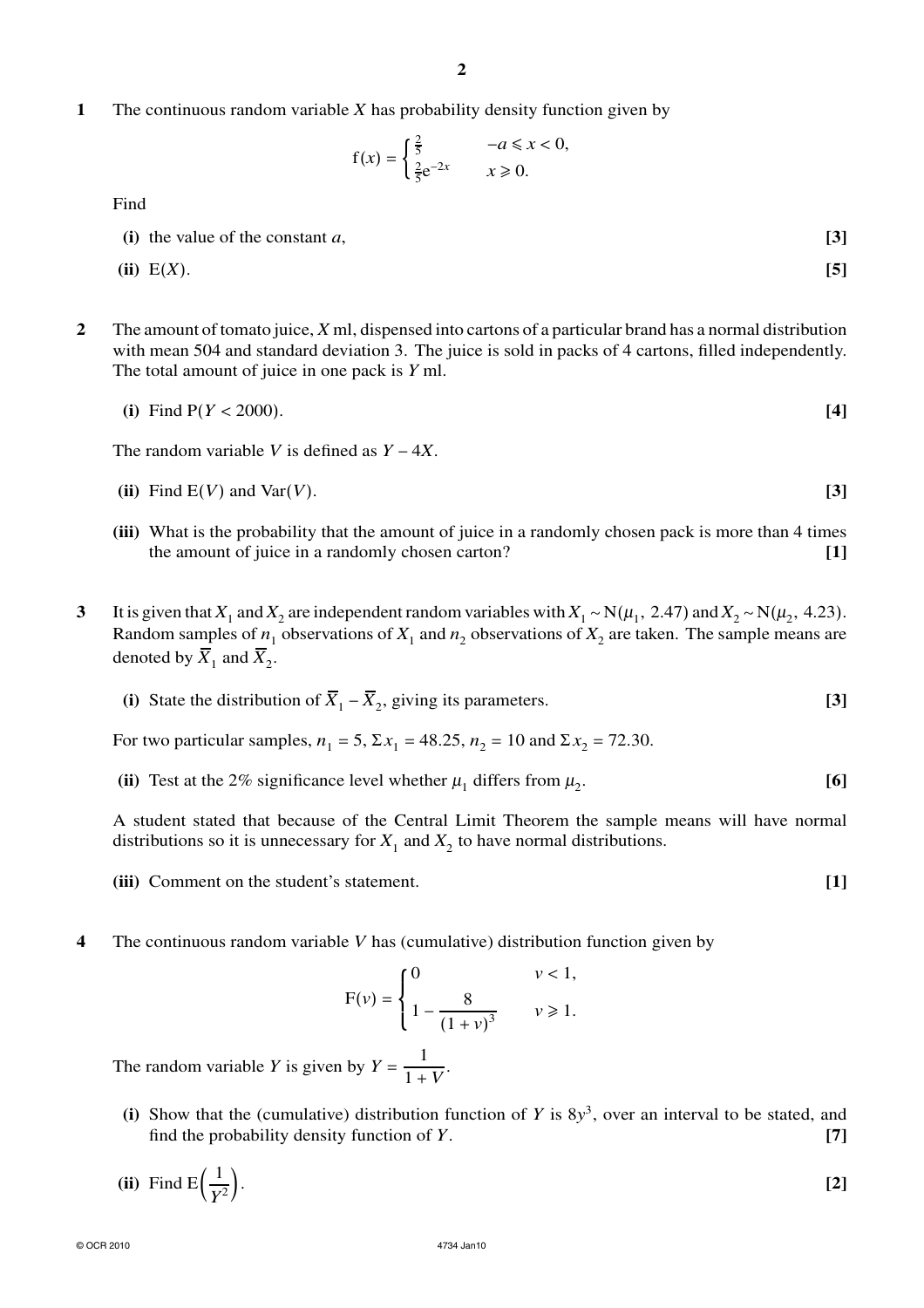**1** The continuous random variable $X$ has probability density function given by

$$f(x) = \begin{cases} \frac{2}{5} & -a \leqslant x < 0, \\ \frac{2}{5}e^{-2x} & x \geqslant 0. \end{cases}$$

Find

**(i)** the value of the constant $a$, **[3]**

**(ii)** $E(X)$. **[5]**

**2** The amount of tomato juice, $X$ ml, dispensed into cartons of a particular brand has a normal distribution with mean 504 and standard deviation 3. The juice is sold in packs of 4 cartons, filled independently. The total amount of juice in one pack is $Y$ ml.

**(i)** Find $P(Y < 2000)$. **[4]**

The random variable $V$ is defined as $Y - 4X$.

**(ii)** Find $E(V)$ and $\text{Var}(V)$. **[3]**

**(iii)** What is the probability that the amount of juice in a randomly chosen pack is more than 4 times the amount of juice in a randomly chosen carton? **[1]**

**3** It is given that $X_1$ and $X_2$ are independent random variables with $X_1 \sim N(\mu_1, 2.47)$ and $X_2 \sim N(\mu_2, 4.23)$. Random samples of $n_1$ observations of $X_1$ and $n_2$ observations of $X_2$ are taken. The sample means are denoted by $\overline{X}_1$ and $\overline{X}_2$.

**(i)** State the distribution of $\overline{X}_1 - \overline{X}_2$, giving its parameters. **[3]**

For two particular samples, $n_1 = 5$, $\Sigma x_1 = 48.25$, $n_2 = 10$ and $\Sigma x_2 = 72.30$.

**(ii)** Test at the 2% significance level whether $\mu_1$ differs from $\mu_2$. **[6]**

A student stated that because of the Central Limit Theorem the sample means will have normal distributions so it is unnecessary for $X_1$ and $X_2$ to have normal distributions.

**(iii)** Comment on the student's statement. **[1]**

**4** The continuous random variable $V$ has (cumulative) distribution function given by

$$F(v) = \begin{cases} 0 & v < 1, \\ 1 - \dfrac{8}{(1+v)^3} & v \geqslant 1. \end{cases}$$

The random variable $Y$ is given by $Y = \dfrac{1}{1+V}$.

**(i)** Show that the (cumulative) distribution function of $Y$ is $8y^3$, over an interval to be stated, and find the probability density function of $Y$. **[7]**

**(ii)** Find $E\left(\dfrac{1}{Y^2}\right)$. **[2]**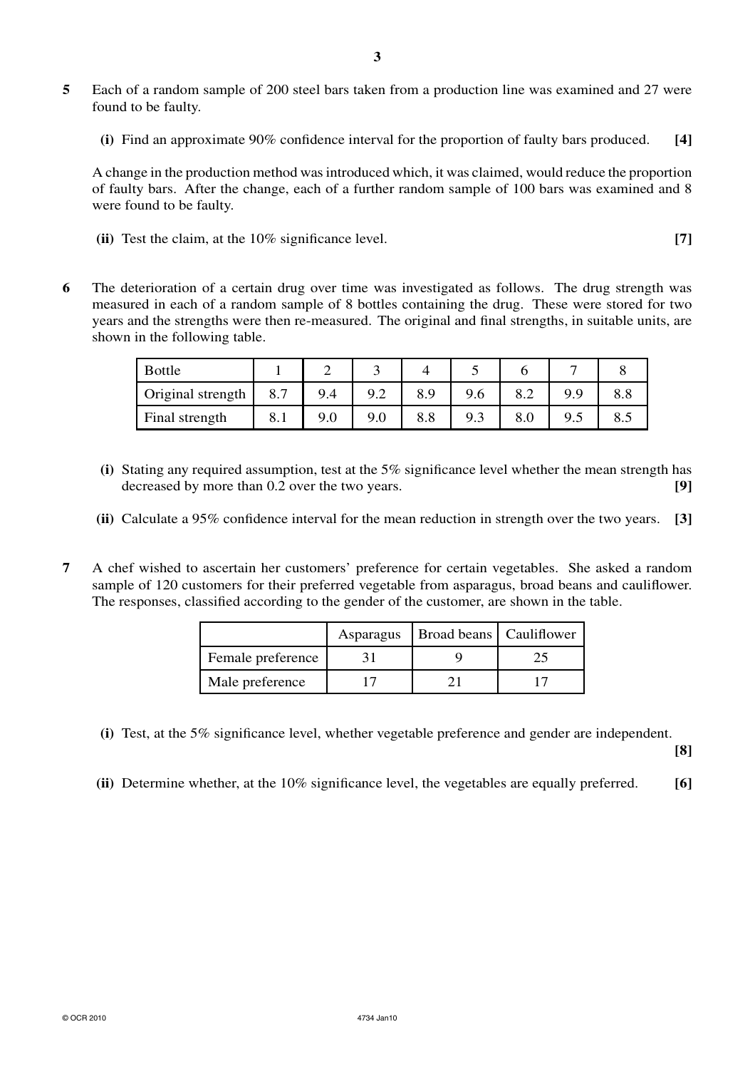**5** Each of a random sample of 200 steel bars taken from a production line was examined and 27 were found to be faulty.

**(i)** Find an approximate 90% confidence interval for the proportion of faulty bars produced. **[4]**

A change in the production method was introduced which, it was claimed, would reduce the proportion of faulty bars. After the change, each of a further random sample of 100 bars was examined and 8 were found to be faulty.

**(ii)** Test the claim, at the 10% significance level. **[7]**

**6** The deterioration of a certain drug over time was investigated as follows. The drug strength was measured in each of a random sample of 8 bottles containing the drug. These were stored for two years and the strengths were then re-measured. The original and final strengths, in suitable units, are shown in the following table.

| Bottle | 1 | 2 | 3 | 4 | 5 | 6 | 7 | 8 |
|---|---|---|---|---|---|---|---|---|
| Original strength | 8.7 | 9.4 | 9.2 | 8.9 | 9.6 | 8.2 | 9.9 | 8.8 |
| Final strength | 8.1 | 9.0 | 9.0 | 8.8 | 9.3 | 8.0 | 9.5 | 8.5 |

**(i)** Stating any required assumption, test at the 5% significance level whether the mean strength has decreased by more than 0.2 over the two years. **[9]**

**(ii)** Calculate a 95% confidence interval for the mean reduction in strength over the two years. **[3]**

**7** A chef wished to ascertain her customers' preference for certain vegetables. She asked a random sample of 120 customers for their preferred vegetable from asparagus, broad beans and cauliflower. The responses, classified according to the gender of the customer, are shown in the table.

| | Asparagus | Broad beans | Cauliflower |
|---|---|---|---|
| Female preference | 31 | 9 | 25 |
| Male preference | 17 | 21 | 17 |

**(i)** Test, at the 5% significance level, whether vegetable preference and gender are independent. **[8]**

**(ii)** Determine whether, at the 10% significance level, the vegetables are equally preferred. **[6]**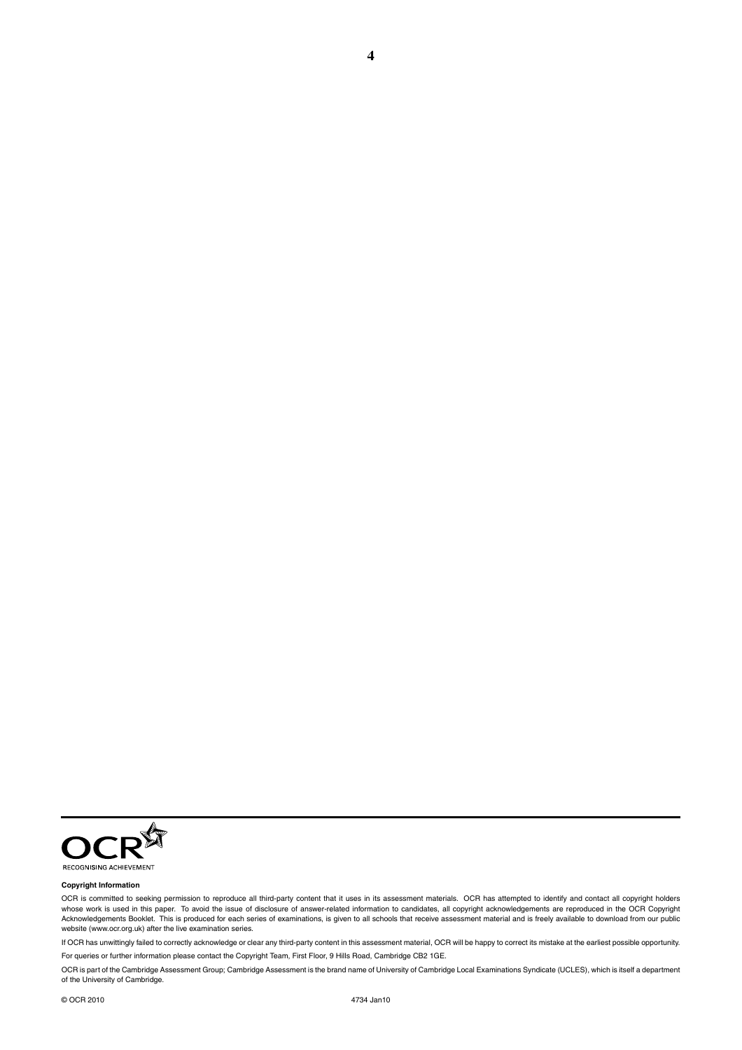OCR

RECOGNISING ACHIEVEMENT

**Copyright Information**

OCR is committed to seeking permission to reproduce all third-party content that it uses in its assessment materials. OCR has attempted to identify and contact all copyright holders whose work is used in this paper. To avoid the issue of disclosure of answer-related information to candidates, all copyright acknowledgements are reproduced in the OCR Copyright Acknowledgements Booklet. This is produced for each series of examinations, is given to all schools that receive assessment material and is freely available to download from our public website (www.ocr.org.uk) after the live examination series.

If OCR has unwittingly failed to correctly acknowledge or clear any third-party content in this assessment material, OCR will be happy to correct its mistake at the earliest possible opportunity.

For queries or further information please contact the Copyright Team, First Floor, 9 Hills Road, Cambridge CB2 1GE.

OCR is part of the Cambridge Assessment Group; Cambridge Assessment is the brand name of University of Cambridge Local Examinations Syndicate (UCLES), which is itself a department of the University of Cambridge.

© OCR 2010 4734 Jan10